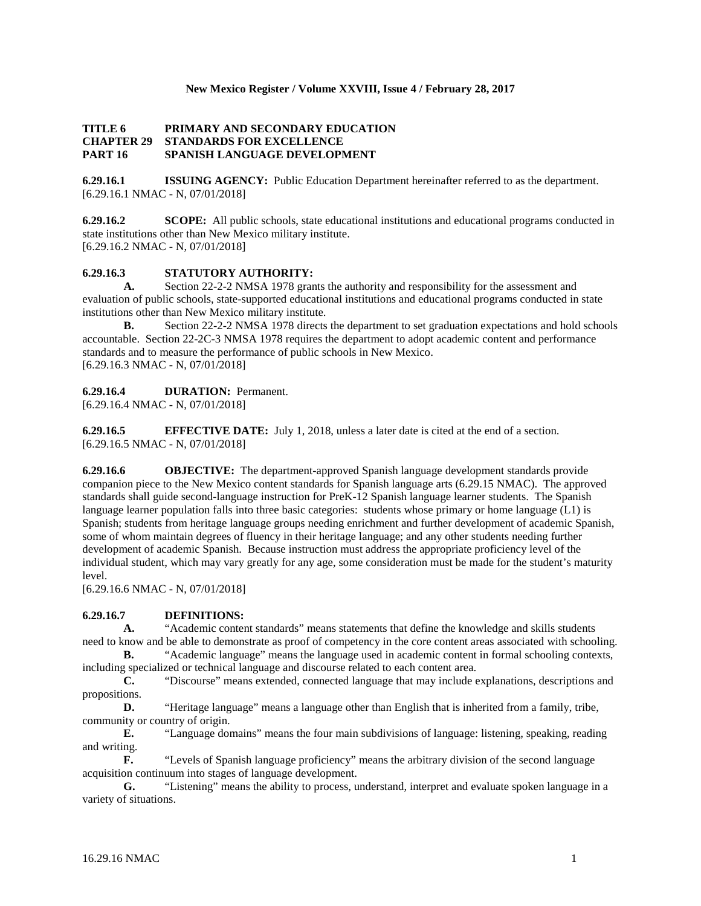**TITLE 6 PRIMARY AND SECONDARY EDUCATION**
**CHAPTER 29 STANDARDS FOR EXCELLENCE**
**PART 16 SPANISH LANGUAGE DEVELOPMENT**

**6.29.16.1 ISSUING AGENCY:** Public Education Department hereinafter referred to as the department.
[6.29.16.1 NMAC - N, 07/01/2018]

**6.29.16.2 SCOPE:** All public schools, state educational institutions and educational programs conducted in state institutions other than New Mexico military institute.
[6.29.16.2 NMAC - N, 07/01/2018]

**6.29.16.3 STATUTORY AUTHORITY:**

**A.** Section 22-2-2 NMSA 1978 grants the authority and responsibility for the assessment and evaluation of public schools, state-supported educational institutions and educational programs conducted in state institutions other than New Mexico military institute.

**B.** Section 22-2-2 NMSA 1978 directs the department to set graduation expectations and hold schools accountable. Section 22-2C-3 NMSA 1978 requires the department to adopt academic content and performance standards and to measure the performance of public schools in New Mexico.
[6.29.16.3 NMAC - N, 07/01/2018]

**6.29.16.4 DURATION:** Permanent.
[6.29.16.4 NMAC - N, 07/01/2018]

**6.29.16.5 EFFECTIVE DATE:** July 1, 2018, unless a later date is cited at the end of a section.
[6.29.16.5 NMAC - N, 07/01/2018]

**6.29.16.6 OBJECTIVE:** The department-approved Spanish language development standards provide companion piece to the New Mexico content standards for Spanish language arts (6.29.15 NMAC). The approved standards shall guide second-language instruction for PreK-12 Spanish language learner students. The Spanish language learner population falls into three basic categories: students whose primary or home language (L1) is Spanish; students from heritage language groups needing enrichment and further development of academic Spanish, some of whom maintain degrees of fluency in their heritage language; and any other students needing further development of academic Spanish. Because instruction must address the appropriate proficiency level of the individual student, which may vary greatly for any age, some consideration must be made for the student's maturity level.
[6.29.16.6 NMAC - N, 07/01/2018]

**6.29.16.7 DEFINITIONS:**

**A.** "Academic content standards" means statements that define the knowledge and skills students need to know and be able to demonstrate as proof of competency in the core content areas associated with schooling.

**B.** "Academic language" means the language used in academic content in formal schooling contexts, including specialized or technical language and discourse related to each content area.

**C.** "Discourse" means extended, connected language that may include explanations, descriptions and propositions.

**D.** "Heritage language" means a language other than English that is inherited from a family, tribe, community or country of origin.

**E.** "Language domains" means the four main subdivisions of language: listening, speaking, reading and writing.

**F.** "Levels of Spanish language proficiency" means the arbitrary division of the second language acquisition continuum into stages of language development.

**G.** "Listening" means the ability to process, understand, interpret and evaluate spoken language in a variety of situations.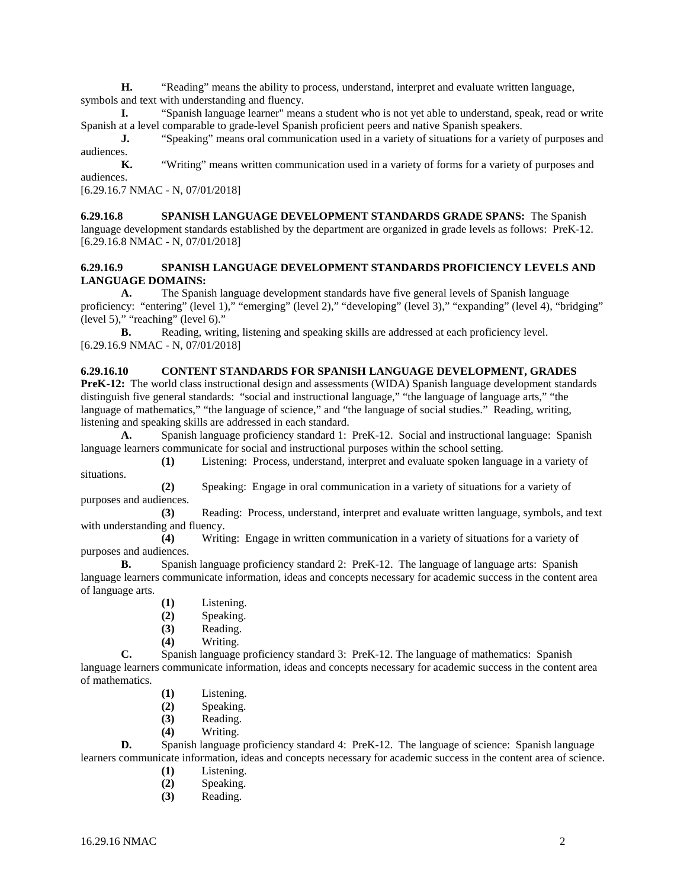**H.** "Reading" means the ability to process, understand, interpret and evaluate written language, symbols and text with understanding and fluency.

**I.** "Spanish language learner" means a student who is not yet able to understand, speak, read or write Spanish at a level comparable to grade-level Spanish proficient peers and native Spanish speakers.

**J.** "Speaking" means oral communication used in a variety of situations for a variety of purposes and audiences.

**K.** "Writing" means written communication used in a variety of forms for a variety of purposes and audiences.

[6.29.16.7 NMAC - N, 07/01/2018]

**6.29.16.8 SPANISH LANGUAGE DEVELOPMENT STANDARDS GRADE SPANS:** The Spanish language development standards established by the department are organized in grade levels as follows: PreK-12.
[6.29.16.8 NMAC - N, 07/01/2018]

**6.29.16.9 SPANISH LANGUAGE DEVELOPMENT STANDARDS PROFICIENCY LEVELS AND LANGUAGE DOMAINS:**

**A.** The Spanish language development standards have five general levels of Spanish language proficiency: "entering" (level 1)," "emerging" (level 2)," "developing" (level 3)," "expanding" (level 4), "bridging" (level 5)," "reaching" (level 6)."

**B.** Reading, writing, listening and speaking skills are addressed at each proficiency level.

[6.29.16.9 NMAC - N, 07/01/2018]

**6.29.16.10 CONTENT STANDARDS FOR SPANISH LANGUAGE DEVELOPMENT, GRADES PreK-12:** The world class instructional design and assessments (WIDA) Spanish language development standards distinguish five general standards: "social and instructional language," "the language of language arts," "the language of mathematics," "the language of science," and "the language of social studies." Reading, writing, listening and speaking skills are addressed in each standard.

**A.** Spanish language proficiency standard 1: PreK-12. Social and instructional language: Spanish language learners communicate for social and instructional purposes within the school setting.

**(1)** Listening: Process, understand, interpret and evaluate spoken language in a variety of situations.

**(2)** Speaking: Engage in oral communication in a variety of situations for a variety of purposes and audiences.

**(3)** Reading: Process, understand, interpret and evaluate written language, symbols, and text with understanding and fluency.

**(4)** Writing: Engage in written communication in a variety of situations for a variety of purposes and audiences.

**B.** Spanish language proficiency standard 2: PreK-12. The language of language arts: Spanish language learners communicate information, ideas and concepts necessary for academic success in the content area of language arts.

**(1)** Listening.
**(2)** Speaking.
**(3)** Reading.
**(4)** Writing.

**C.** Spanish language proficiency standard 3: PreK-12. The language of mathematics: Spanish language learners communicate information, ideas and concepts necessary for academic success in the content area of mathematics.

**(1)** Listening.
**(2)** Speaking.
**(3)** Reading.
**(4)** Writing.

**D.** Spanish language proficiency standard 4: PreK-12. The language of science: Spanish language learners communicate information, ideas and concepts necessary for academic success in the content area of science.

**(1)** Listening.
**(2)** Speaking.
**(3)** Reading.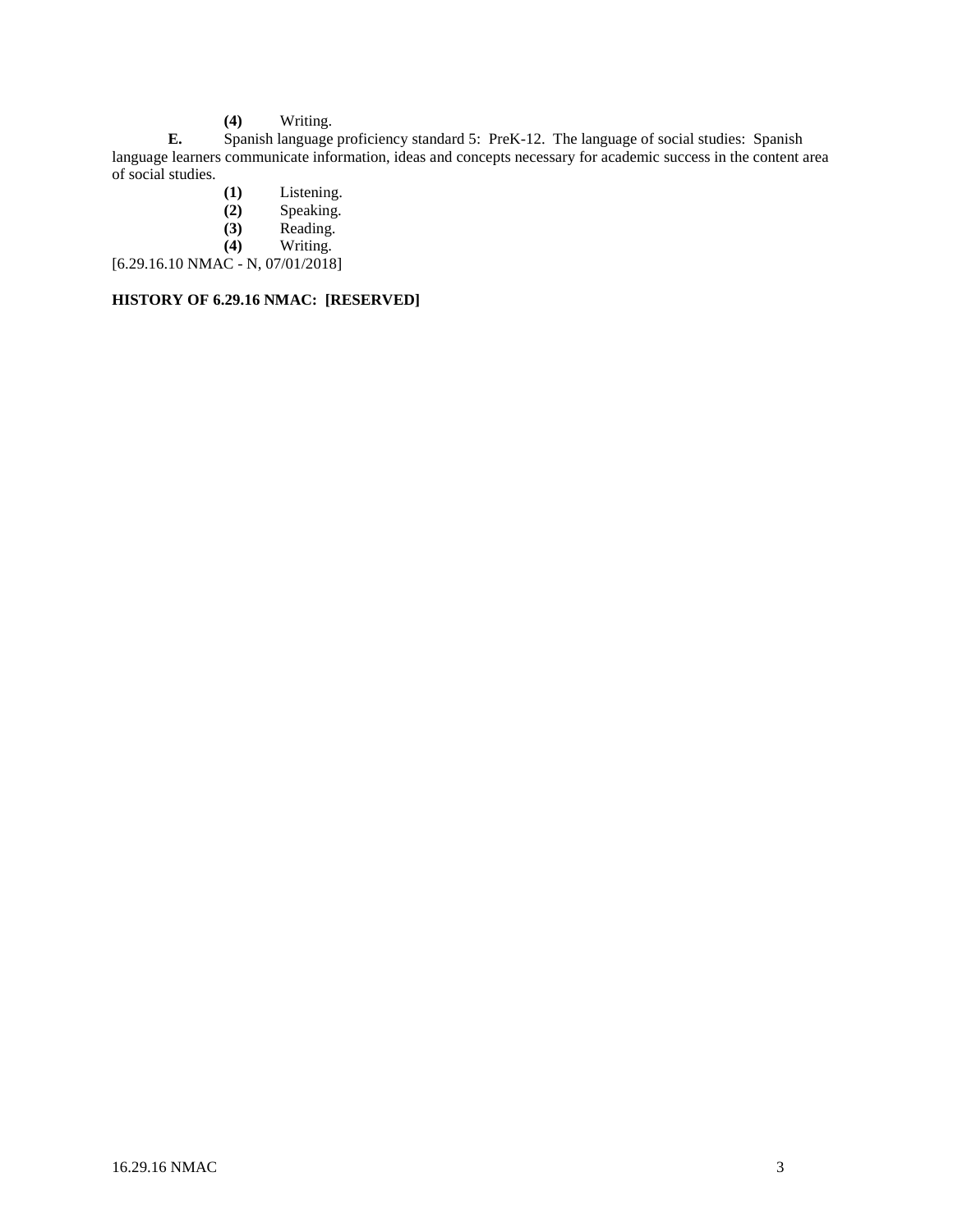**(4)** Writing.

**E.** Spanish language proficiency standard 5: PreK-12. The language of social studies: Spanish language learners communicate information, ideas and concepts necessary for academic success in the content area of social studies.

**(1)** Listening.

**(2)** Speaking.

**(3)** Reading.

**(4)** Writing.

[6.29.16.10 NMAC - N, 07/01/2018]

**HISTORY OF 6.29.16 NMAC: [RESERVED]**